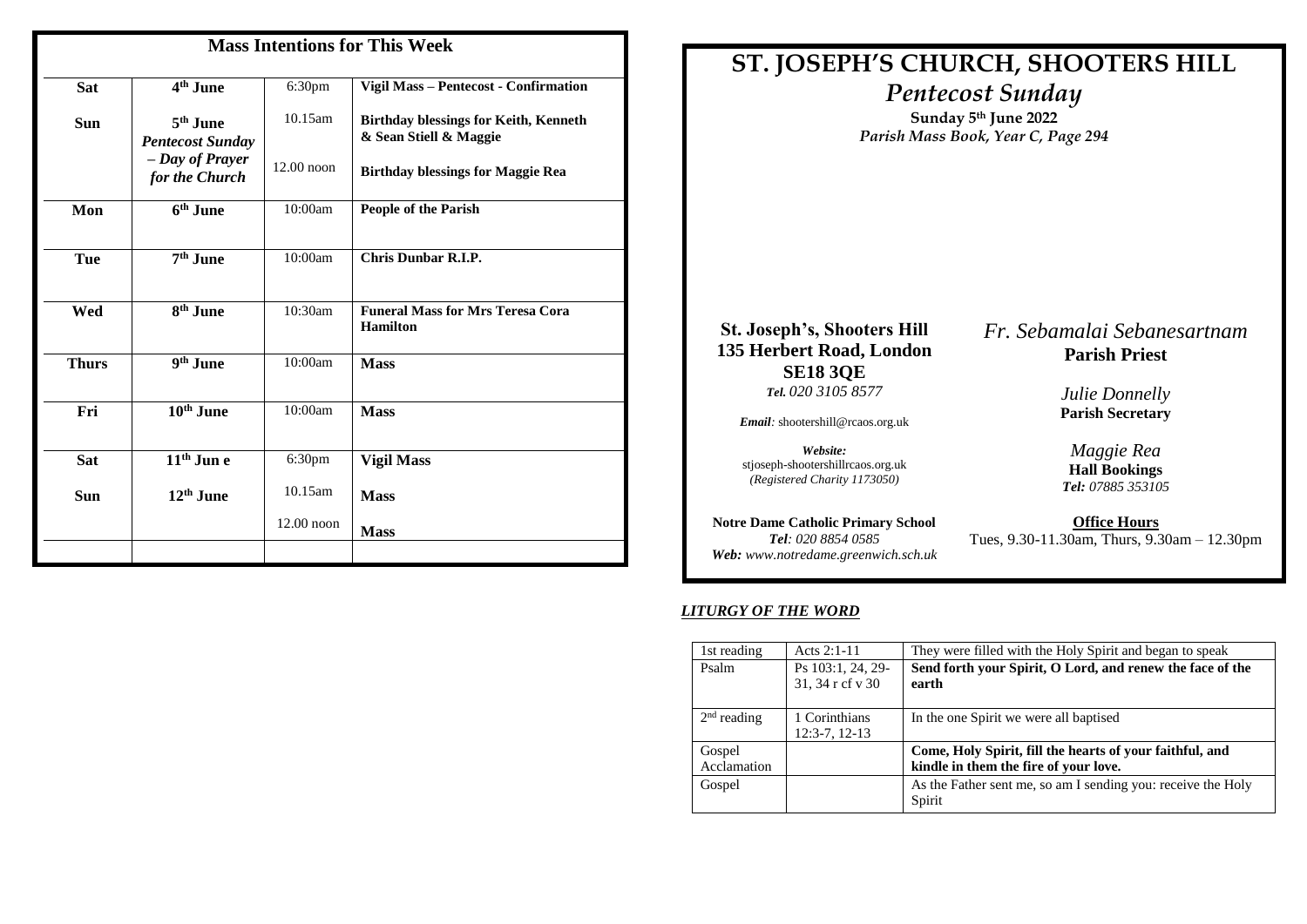## Mass Intentions for This Week

| | | | |
|---|---|---|---|
| **Sat** | **4th June** | 6:30pm | **Vigil Mass – Pentecost - Confirmation** |
| **Sun** | **5th June** *Pentecost Sunday – Day of Prayer for the Church* | 10.15am | **Birthday blessings for Keith, Kenneth & Sean Stiell & Maggie** |
| | | 12.00 noon | **Birthday blessings for Maggie Rea** |
| **Mon** | **6th June** | 10:00am | **People of the Parish** |
| **Tue** | **7th June** | 10:00am | **Chris Dunbar R.I.P.** |
| **Wed** | **8th June** | 10:30am | **Funeral Mass for Mrs Teresa Cora Hamilton** |
| **Thurs** | **9th June** | 10:00am | **Mass** |
| **Fri** | **10th June** | 10:00am | **Mass** |
| **Sat** | **11th Jun e** | 6:30pm | **Vigil Mass** |
| **Sun** | **12th June** | 10.15am | **Mass** |
| | | 12.00 noon | **Mass** |

# ST. JOSEPH'S CHURCH, SHOOTERS HILL

## *Pentecost Sunday*

**Sunday 5th June 2022**

*Parish Mass Book, Year C, Page 294*

**St. Joseph's, Shooters Hill**
**135 Herbert Road, London**
**SE18 3QE**
***Tel.** 020 3105 8577*

***Email**:* shootershill@rcaos.org.uk

***Website:***
stjoseph-shootershillrcaos.org.uk
*(Registered Charity 1173050)*

**Notre Dame Catholic Primary School**
***Tel**: 020 8854 0585*
***Web:** www.notredame.greenwich.sch.uk*

*Fr. Sebamalai Sebanesartnam*
**Parish Priest**

*Julie Donnelly*
**Parish Secretary**

*Maggie Rea*
**Hall Bookings**
***Tel:** 07885 353105*

**Office Hours**
Tues, 9.30-11.30am, Thurs, 9.30am – 12.30pm

### *LITURGY OF THE WORD*

| | | |
|---|---|---|
| 1st reading | Acts 2:1-11 | They were filled with the Holy Spirit and began to speak |
| Psalm | Ps 103:1, 24, 29-31, 34 r cf v 30 | **Send forth your Spirit, O Lord, and renew the face of the earth** |
| 2nd reading | 1 Corinthians 12:3-7, 12-13 | In the one Spirit we were all baptised |
| Gospel Acclamation | | **Come, Holy Spirit, fill the hearts of your faithful, and kindle in them the fire of your love.** |
| Gospel | | As the Father sent me, so am I sending you: receive the Holy Spirit |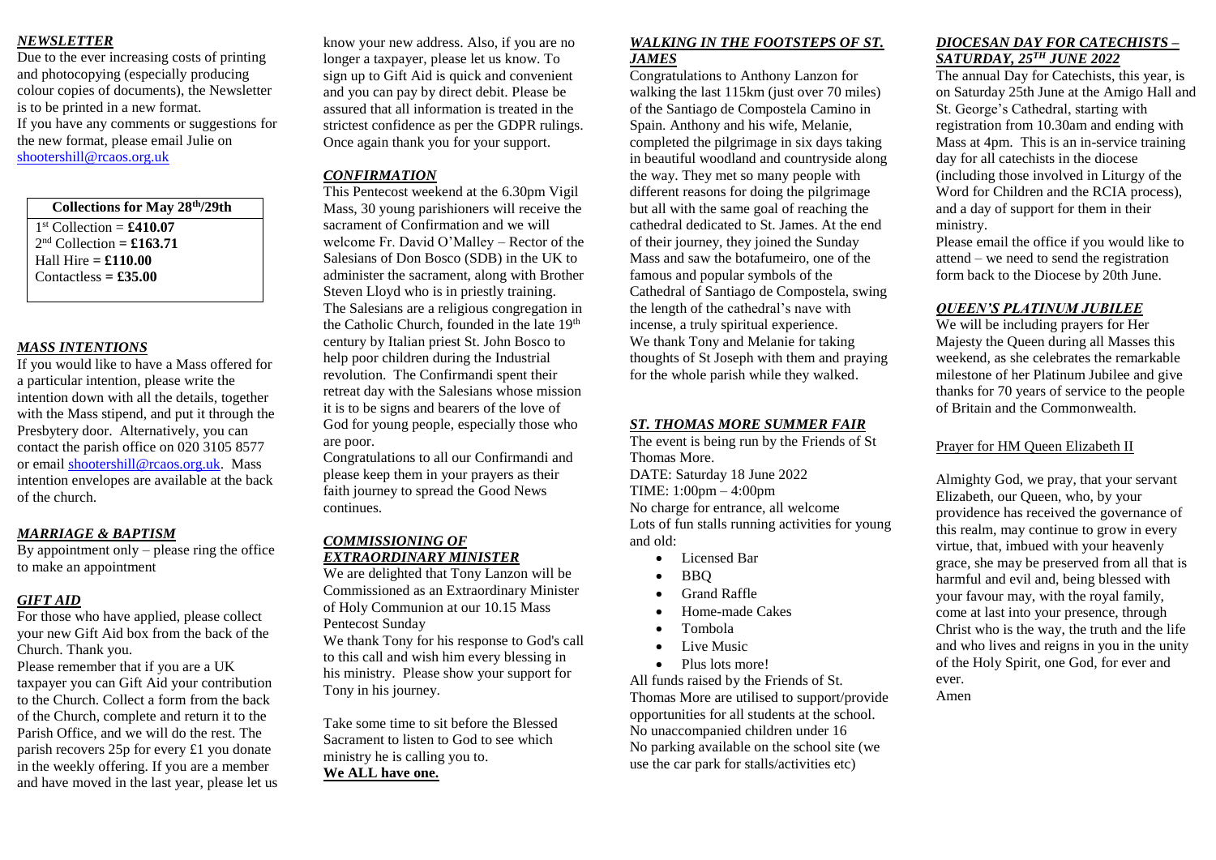## *NEWSLETTER*

Due to the ever increasing costs of printing and photocopying (especially producing colour copies of documents), the Newsletter is to be printed in a new format.
If you have any comments or suggestions for the new format, please email Julie on shootershill@rcaos.org.uk

| Collections for May 28th/29th |
|---|
| 1st Collection = **£410.07** |
| 2nd Collection = **£163.71** |
| Hall Hire = **£110.00** |
| Contactless = **£35.00** |

## *MASS INTENTIONS*

If you would like to have a Mass offered for a particular intention, please write the intention down with all the details, together with the Mass stipend, and put it through the Presbytery door. Alternatively, you can contact the parish office on 020 3105 8577 or email shootershill@rcaos.org.uk. Mass intention envelopes are available at the back of the church.

## *MARRIAGE & BAPTISM*

By appointment only – please ring the office to make an appointment

## *GIFT AID*

For those who have applied, please collect your new Gift Aid box from the back of the Church. Thank you.

Please remember that if you are a UK taxpayer you can Gift Aid your contribution to the Church. Collect a form from the back of the Church, complete and return it to the Parish Office, and we will do the rest. The parish recovers 25p for every £1 you donate in the weekly offering. If you are a member and have moved in the last year, please let us know your new address. Also, if you are no longer a taxpayer, please let us know. To sign up to Gift Aid is quick and convenient and you can pay by direct debit. Please be assured that all information is treated in the strictest confidence as per the GDPR rulings. Once again thank you for your support.

## *CONFIRMATION*

This Pentecost weekend at the 6.30pm Vigil Mass, 30 young parishioners will receive the sacrament of Confirmation and we will welcome Fr. David O'Malley – Rector of the Salesians of Don Bosco (SDB) in the UK to administer the sacrament, along with Brother Steven Lloyd who is in priestly training. The Salesians are a religious congregation in the Catholic Church, founded in the late 19th century by Italian priest St. John Bosco to help poor children during the Industrial revolution. The Confirmandi spent their retreat day with the Salesians whose mission it is to be signs and bearers of the love of God for young people, especially those who are poor.

Congratulations to all our Confirmandi and please keep them in your prayers as their faith journey to spread the Good News continues.

## *COMMISSIONING OF EXTRAORDINARY MINISTER*

We are delighted that Tony Lanzon will be Commissioned as an Extraordinary Minister of Holy Communion at our 10.15 Mass Pentecost Sunday

We thank Tony for his response to God's call to this call and wish him every blessing in his ministry. Please show your support for Tony in his journey.

Take some time to sit before the Blessed Sacrament to listen to God to see which ministry he is calling you to.
**We ALL have one.**

## *WALKING IN THE FOOTSTEPS OF ST. JAMES*

Congratulations to Anthony Lanzon for walking the last 115km (just over 70 miles) of the Santiago de Compostela Camino in Spain. Anthony and his wife, Melanie, completed the pilgrimage in six days taking in beautiful woodland and countryside along the way. They met so many people with different reasons for doing the pilgrimage but all with the same goal of reaching the cathedral dedicated to St. James. At the end of their journey, they joined the Sunday Mass and saw the botafumeiro, one of the famous and popular symbols of the Cathedral of Santiago de Compostela, swing the length of the cathedral's nave with incense, a truly spiritual experience.
We thank Tony and Melanie for taking thoughts of St Joseph with them and praying for the whole parish while they walked.

## *ST. THOMAS MORE SUMMER FAIR*

The event is being run by the Friends of St Thomas More.
DATE: Saturday 18 June 2022
TIME: 1:00pm – 4:00pm
No charge for entrance, all welcome
Lots of fun stalls running activities for young and old:

- Licensed Bar
- BBQ
- Grand Raffle
- Home-made Cakes
- Tombola
- Live Music
- Plus lots more!

All funds raised by the Friends of St. Thomas More are utilised to support/provide opportunities for all students at the school.
No unaccompanied children under 16
No parking available on the school site (we use the car park for stalls/activities etc)

## *DIOCESAN DAY FOR CATECHISTS – SATURDAY, 25TH JUNE 2022*

The annual Day for Catechists, this year, is on Saturday 25th June at the Amigo Hall and St. George's Cathedral, starting with registration from 10.30am and ending with Mass at 4pm. This is an in-service training day for all catechists in the diocese (including those involved in Liturgy of the Word for Children and the RCIA process), and a day of support for them in their ministry.

Please email the office if you would like to attend – we need to send the registration form back to the Diocese by 20th June.

## *QUEEN'S PLATINUM JUBILEE*

We will be including prayers for Her Majesty the Queen during all Masses this weekend, as she celebrates the remarkable milestone of her Platinum Jubilee and give thanks for 70 years of service to the people of Britain and the Commonwealth.

Prayer for HM Queen Elizabeth II

Almighty God, we pray, that your servant Elizabeth, our Queen, who, by your providence has received the governance of this realm, may continue to grow in every virtue, that, imbued with your heavenly grace, she may be preserved from all that is harmful and evil and, being blessed with your favour may, with the royal family, come at last into your presence, through Christ who is the way, the truth and the life and who lives and reigns in you in the unity of the Holy Spirit, one God, for ever and ever.
Amen